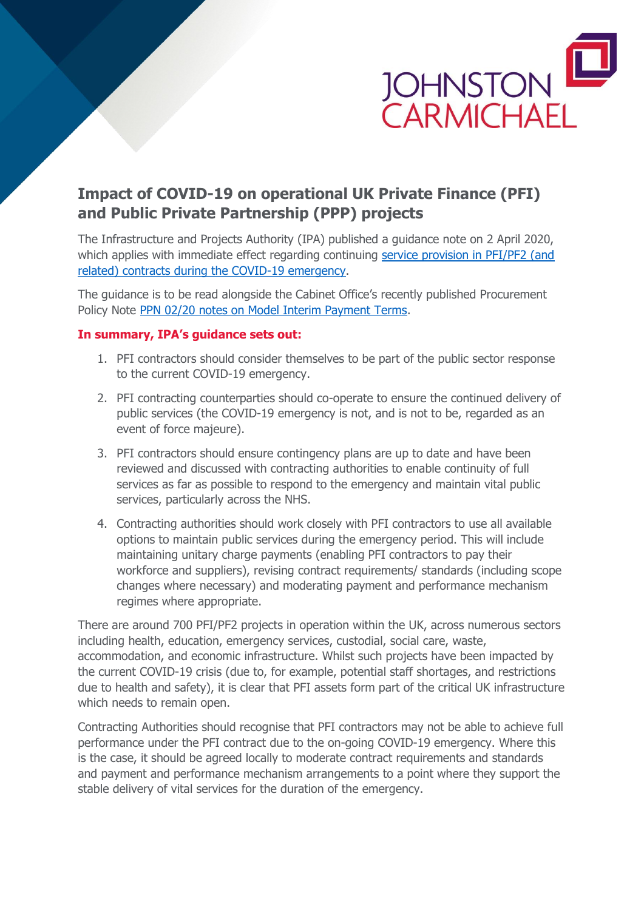# Impact of COVID-19 on operational UK Private Finance (PFI) and Public Private Partnership (PPP) projects

The Infrastructure and Projects Authority (IPA) published a guidance note on 2 April 2020, which applies with immediate effect regarding continuing service provision in PFI/PF2 (and related) contracts during the COVID-19 emergency.

The guidance is to be read alongside the Cabinet Office's recently published Procurement Policy Note PPN 02/20 notes on Model Interim Payment Terms.

**In summary, IPA's guidance sets out:**

1. PFI contractors should consider themselves to be part of the public sector response to the current COVID-19 emergency.
2. PFI contracting counterparties should co-operate to ensure the continued delivery of public services (the COVID-19 emergency is not, and is not to be, regarded as an event of force majeure).
3. PFI contractors should ensure contingency plans are up to date and have been reviewed and discussed with contracting authorities to enable continuity of full services as far as possible to respond to the emergency and maintain vital public services, particularly across the NHS.
4. Contracting authorities should work closely with PFI contractors to use all available options to maintain public services during the emergency period. This will include maintaining unitary charge payments (enabling PFI contractors to pay their workforce and suppliers), revising contract requirements/ standards (including scope changes where necessary) and moderating payment and performance mechanism regimes where appropriate.

There are around 700 PFI/PF2 projects in operation within the UK, across numerous sectors including health, education, emergency services, custodial, social care, waste, accommodation, and economic infrastructure. Whilst such projects have been impacted by the current COVID-19 crisis (due to, for example, potential staff shortages, and restrictions due to health and safety), it is clear that PFI assets form part of the critical UK infrastructure which needs to remain open.

Contracting Authorities should recognise that PFI contractors may not be able to achieve full performance under the PFI contract due to the on-going COVID-19 emergency. Where this is the case, it should be agreed locally to moderate contract requirements and standards and payment and performance mechanism arrangements to a point where they support the stable delivery of vital services for the duration of the emergency.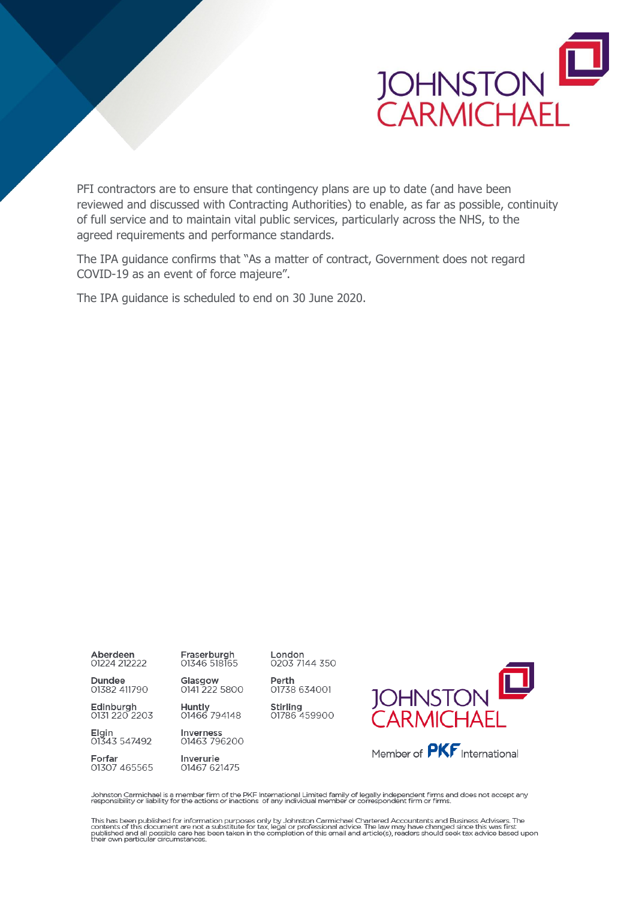PFI contractors are to ensure that contingency plans are up to date (and have been reviewed and discussed with Contracting Authorities) to enable, as far as possible, continuity of full service and to maintain vital public services, particularly across the NHS, to the agreed requirements and performance standards.

The IPA guidance confirms that "As a matter of contract, Government does not regard COVID-19 as an event of force majeure".

The IPA guidance is scheduled to end on 30 June 2020.

**Aberdeen**
01224 212222

**Dundee**
01382 411790

**Edinburgh**
0131 220 2203

**Elgin**
01343 547492

**Forfar**
01307 465565

**Fraserburgh**
01346 518165

**Glasgow**
0141 222 5800

**Huntly**
01466 794148

**Inverness**
01463 796200

**Inverurie**
01467 621475

**London**
0203 7144 350

**Perth**
01738 634001

**Stirling**
01786 459900

JOHNSTON CARMICHAEL

Member of PKF International

Johnston Carmichael is a member firm of the PKF International Limited family of legally independent firms and does not accept any responsibility or liability for the actions or inactions of any individual member or correspondent firm or firms.

This has been published for information purposes only by Johnston Carmichael Chartered Accountants and Business Advisers. The contents of this document are not a substitute for tax, legal or professional advice. The law may have changed since this was first published and all possible care has been taken in the completion of this email and article(s), readers should seek tax advice based upon their own particular circumstances.